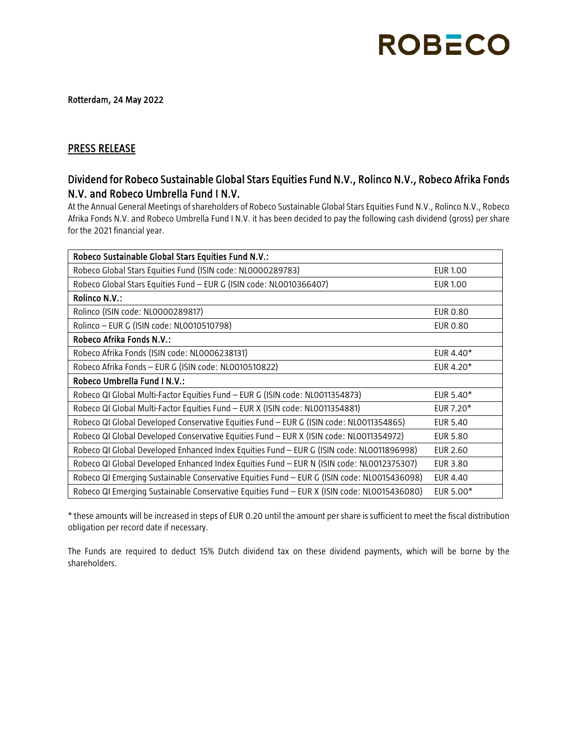ROBECO

Rotterdam, 24 May 2022

## PRESS RELEASE

## Dividend for Robeco Sustainable Global Stars Equities Fund N.V., Rolinco N.V., Robeco Afrika Fonds N.V. and Robeco Umbrella Fund I N.V.

At the Annual General Meetings of shareholders of Robeco Sustainable Global Stars Equities Fund N.V., Rolinco N.V., Robeco Afrika Fonds N.V. and Robeco Umbrella Fund I N.V. it has been decided to pay the following cash dividend (gross) per share for the 2021 financial year.

| Robeco Sustainable Global Stars Equities Fund N.V.: | |
|---|---|
| Robeco Global Stars Equities Fund (ISIN code: NL0000289783) | EUR 1.00 |
| Robeco Global Stars Equities Fund – EUR G (ISIN code: NL0010366407) | EUR 1.00 |
| **Rolinco N.V.:** | |
| Rolinco (ISIN code: NL0000289817) | EUR 0.80 |
| Rolinco – EUR G (ISIN code: NL0010510798) | EUR 0.80 |
| **Robeco Afrika Fonds N.V.:** | |
| Robeco Afrika Fonds (ISIN code: NL0006238131) | EUR 4.40* |
| Robeco Afrika Fonds – EUR G (ISIN code: NL0010510822) | EUR 4.20* |
| **Robeco Umbrella Fund I N.V.:** | |
| Robeco QI Global Multi-Factor Equities Fund – EUR G (ISIN code: NL0011354873) | EUR 5.40* |
| Robeco QI Global Multi-Factor Equities Fund – EUR X (ISIN code: NL0011354881) | EUR 7.20* |
| Robeco QI Global Developed Conservative Equities Fund – EUR G (ISIN code: NL0011354865) | EUR 5.40 |
| Robeco QI Global Developed Conservative Equities Fund – EUR X (ISIN code: NL0011354972) | EUR 5.80 |
| Robeco QI Global Developed Enhanced Index Equities Fund – EUR G (ISIN code: NL0011896998) | EUR 2.60 |
| Robeco QI Global Developed Enhanced Index Equities Fund – EUR N (ISIN code: NL0012375307) | EUR 3.80 |
| Robeco QI Emerging Sustainable Conservative Equities Fund – EUR G (ISIN code: NL0015436098) | EUR 4.40 |
| Robeco QI Emerging Sustainable Conservative Equities Fund – EUR X (ISIN code: NL0015436080) | EUR 5.00* |

\* these amounts will be increased in steps of EUR 0.20 until the amount per share is sufficient to meet the fiscal distribution obligation per record date if necessary.

The Funds are required to deduct 15% Dutch dividend tax on these dividend payments, which will be borne by the shareholders.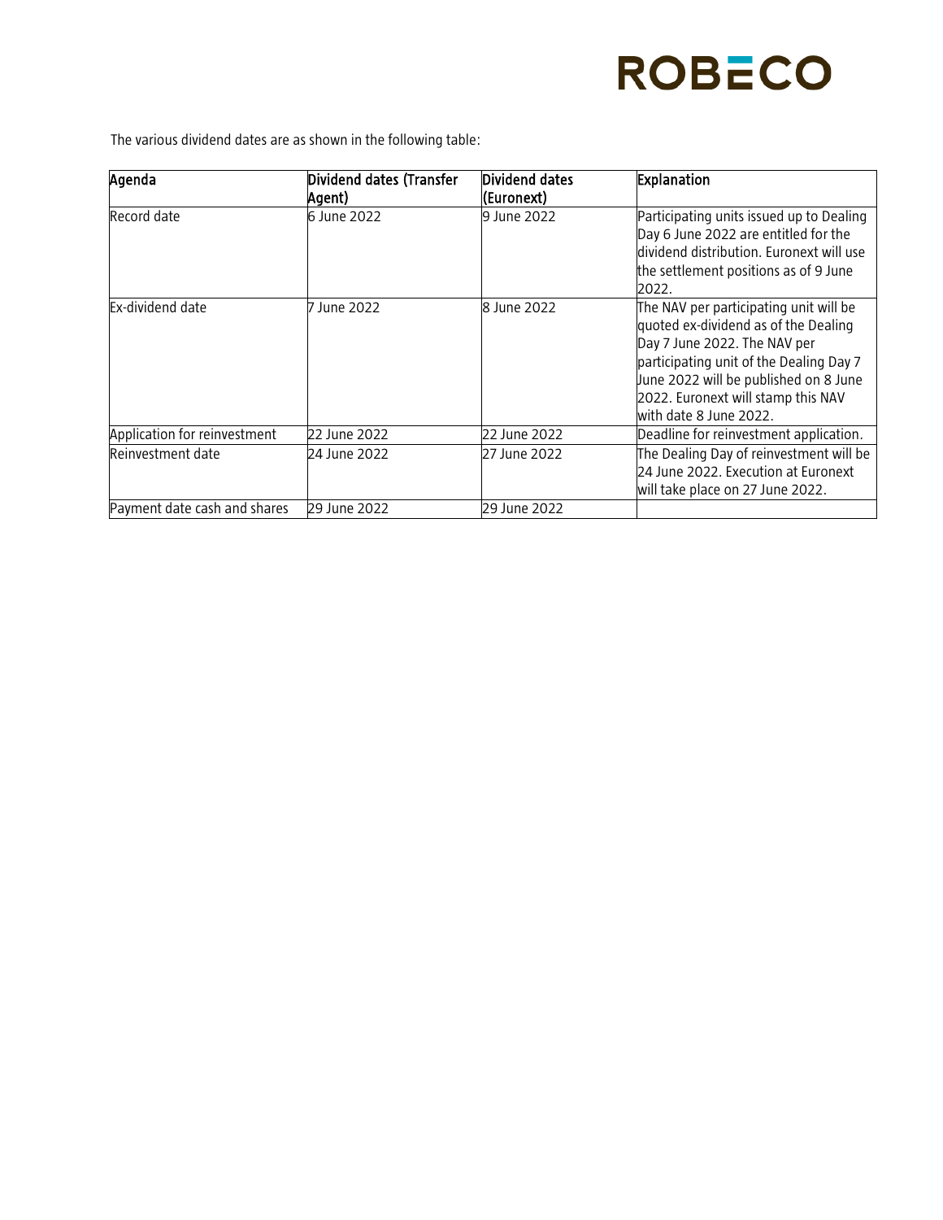The various dividend dates are as shown in the following table:

| Agenda | Dividend dates (Transfer Agent) | Dividend dates (Euronext) | Explanation |
|---|---|---|---|
| Record date | 6 June 2022 | 9 June 2022 | Participating units issued up to Dealing Day 6 June 2022 are entitled for the dividend distribution. Euronext will use the settlement positions as of 9 June 2022. |
| Ex-dividend date | 7 June 2022 | 8 June 2022 | The NAV per participating unit will be quoted ex-dividend as of the Dealing Day 7 June 2022. The NAV per participating unit of the Dealing Day 7 June 2022 will be published on 8 June 2022. Euronext will stamp this NAV with date 8 June 2022. |
| Application for reinvestment | 22 June 2022 | 22 June 2022 | Deadline for reinvestment application. |
| Reinvestment date | 24 June 2022 | 27 June 2022 | The Dealing Day of reinvestment will be 24 June 2022. Execution at Euronext will take place on 27 June 2022. |
| Payment date cash and shares | 29 June 2022 | 29 June 2022 | |